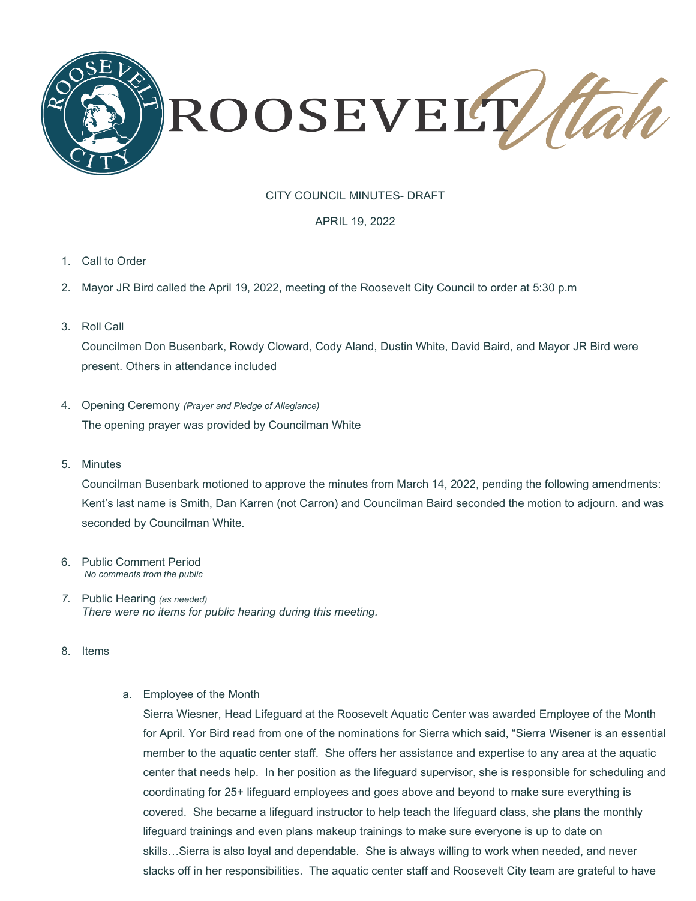# ROOSEVELT Utah

CITY COUNCIL MINUTES- DRAFT

APRIL 19, 2022

1. Call to Order
2. Mayor JR Bird called the April 19, 2022, meeting of the Roosevelt City Council to order at 5:30 p.m
3. Roll Call

   Councilmen Don Busenbark, Rowdy Cloward, Cody Aland, Dustin White, David Baird, and Mayor JR Bird were present. Others in attendance included

4. Opening Ceremony *(Prayer and Pledge of Allegiance)*

   The opening prayer was provided by Councilman White

5. Minutes

   Councilman Busenbark motioned to approve the minutes from March 14, 2022, pending the following amendments: Kent's last name is Smith, Dan Karren (not Carron) and Councilman Baird seconded the motion to adjourn. and was seconded by Councilman White.

6. Public Comment Period

   *No comments from the public*

7. Public Hearing *(as needed)*

   *There were no items for public hearing during this meeting.*

8. Items

   a. Employee of the Month

      Sierra Wiesner, Head Lifeguard at the Roosevelt Aquatic Center was awarded Employee of the Month for April. Yor Bird read from one of the nominations for Sierra which said, "Sierra Wisener is an essential member to the aquatic center staff. She offers her assistance and expertise to any area at the aquatic center that needs help. In her position as the lifeguard supervisor, she is responsible for scheduling and coordinating for 25+ lifeguard employees and goes above and beyond to make sure everything is covered. She became a lifeguard instructor to help teach the lifeguard class, she plans the monthly lifeguard trainings and even plans makeup trainings to make sure everyone is up to date on skills…Sierra is also loyal and dependable. She is always willing to work when needed, and never slacks off in her responsibilities. The aquatic center staff and Roosevelt City team are grateful to have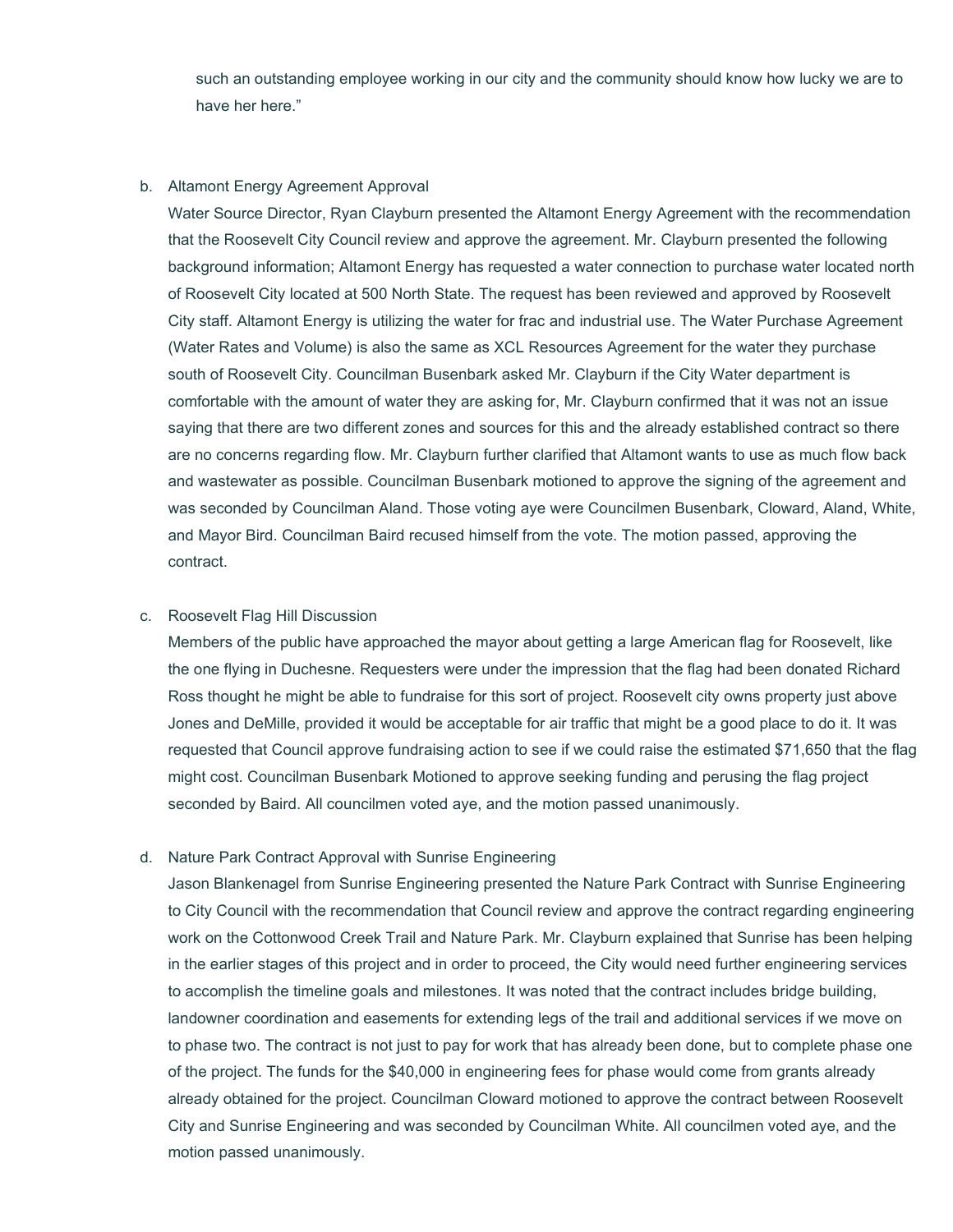such an outstanding employee working in our city and the community should know how lucky we are to have her here."

b. Altamont Energy Agreement Approval

Water Source Director, Ryan Clayburn presented the Altamont Energy Agreement with the recommendation that the Roosevelt City Council review and approve the agreement. Mr. Clayburn presented the following background information; Altamont Energy has requested a water connection to purchase water located north of Roosevelt City located at 500 North State. The request has been reviewed and approved by Roosevelt City staff. Altamont Energy is utilizing the water for frac and industrial use. The Water Purchase Agreement (Water Rates and Volume) is also the same as XCL Resources Agreement for the water they purchase south of Roosevelt City. Councilman Busenbark asked Mr. Clayburn if the City Water department is comfortable with the amount of water they are asking for, Mr. Clayburn confirmed that it was not an issue saying that there are two different zones and sources for this and the already established contract so there are no concerns regarding flow. Mr. Clayburn further clarified that Altamont wants to use as much flow back and wastewater as possible. Councilman Busenbark motioned to approve the signing of the agreement and was seconded by Councilman Aland. Those voting aye were Councilmen Busenbark, Cloward, Aland, White, and Mayor Bird. Councilman Baird recused himself from the vote. The motion passed, approving the contract.

c. Roosevelt Flag Hill Discussion

Members of the public have approached the mayor about getting a large American flag for Roosevelt, like the one flying in Duchesne. Requesters were under the impression that the flag had been donated Richard Ross thought he might be able to fundraise for this sort of project. Roosevelt city owns property just above Jones and DeMille, provided it would be acceptable for air traffic that might be a good place to do it. It was requested that Council approve fundraising action to see if we could raise the estimated $71,650 that the flag might cost. Councilman Busenbark Motioned to approve seeking funding and perusing the flag project seconded by Baird. All councilmen voted aye, and the motion passed unanimously.

d. Nature Park Contract Approval with Sunrise Engineering

Jason Blankenagel from Sunrise Engineering presented the Nature Park Contract with Sunrise Engineering to City Council with the recommendation that Council review and approve the contract regarding engineering work on the Cottonwood Creek Trail and Nature Park. Mr. Clayburn explained that Sunrise has been helping in the earlier stages of this project and in order to proceed, the City would need further engineering services to accomplish the timeline goals and milestones. It was noted that the contract includes bridge building, landowner coordination and easements for extending legs of the trail and additional services if we move on to phase two. The contract is not just to pay for work that has already been done, but to complete phase one of the project. The funds for the $40,000 in engineering fees for phase would come from grants already already obtained for the project. Councilman Cloward motioned to approve the contract between Roosevelt City and Sunrise Engineering and was seconded by Councilman White. All councilmen voted aye, and the motion passed unanimously.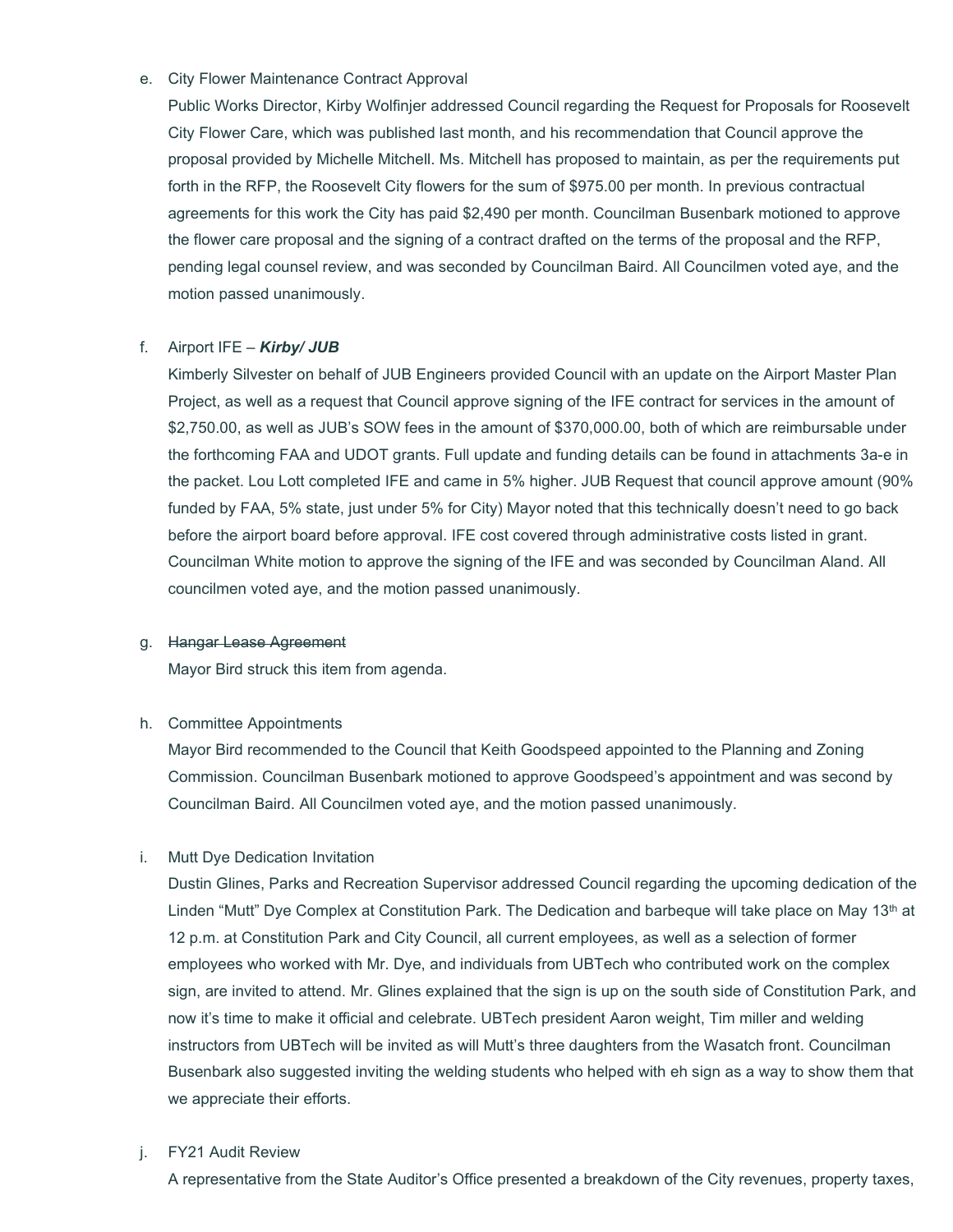e. City Flower Maintenance Contract Approval

Public Works Director, Kirby Wolfinjer addressed Council regarding the Request for Proposals for Roosevelt City Flower Care, which was published last month, and his recommendation that Council approve the proposal provided by Michelle Mitchell. Ms. Mitchell has proposed to maintain, as per the requirements put forth in the RFP, the Roosevelt City flowers for the sum of $975.00 per month. In previous contractual agreements for this work the City has paid $2,490 per month. Councilman Busenbark motioned to approve the flower care proposal and the signing of a contract drafted on the terms of the proposal and the RFP, pending legal counsel review, and was seconded by Councilman Baird. All Councilmen voted aye, and the motion passed unanimously.

f. Airport IFE – ***Kirby/ JUB***

Kimberly Silvester on behalf of JUB Engineers provided Council with an update on the Airport Master Plan Project, as well as a request that Council approve signing of the IFE contract for services in the amount of $2,750.00, as well as JUB's SOW fees in the amount of $370,000.00, both of which are reimbursable under the forthcoming FAA and UDOT grants. Full update and funding details can be found in attachments 3a-e in the packet. Lou Lott completed IFE and came in 5% higher. JUB Request that council approve amount (90% funded by FAA, 5% state, just under 5% for City) Mayor noted that this technically doesn't need to go back before the airport board before approval. IFE cost covered through administrative costs listed in grant. Councilman White motion to approve the signing of the IFE and was seconded by Councilman Aland. All councilmen voted aye, and the motion passed unanimously.

g. ~~Hangar Lease Agreement~~

Mayor Bird struck this item from agenda.

h. Committee Appointments

Mayor Bird recommended to the Council that Keith Goodspeed appointed to the Planning and Zoning Commission. Councilman Busenbark motioned to approve Goodspeed's appointment and was second by Councilman Baird. All Councilmen voted aye, and the motion passed unanimously.

i. Mutt Dye Dedication Invitation

Dustin Glines, Parks and Recreation Supervisor addressed Council regarding the upcoming dedication of the Linden "Mutt" Dye Complex at Constitution Park. The Dedication and barbeque will take place on May 13th at 12 p.m. at Constitution Park and City Council, all current employees, as well as a selection of former employees who worked with Mr. Dye, and individuals from UBTech who contributed work on the complex sign, are invited to attend. Mr. Glines explained that the sign is up on the south side of Constitution Park, and now it's time to make it official and celebrate. UBTech president Aaron weight, Tim miller and welding instructors from UBTech will be invited as will Mutt's three daughters from the Wasatch front. Councilman Busenbark also suggested inviting the welding students who helped with eh sign as a way to show them that we appreciate their efforts.

j. FY21 Audit Review

A representative from the State Auditor's Office presented a breakdown of the City revenues, property taxes,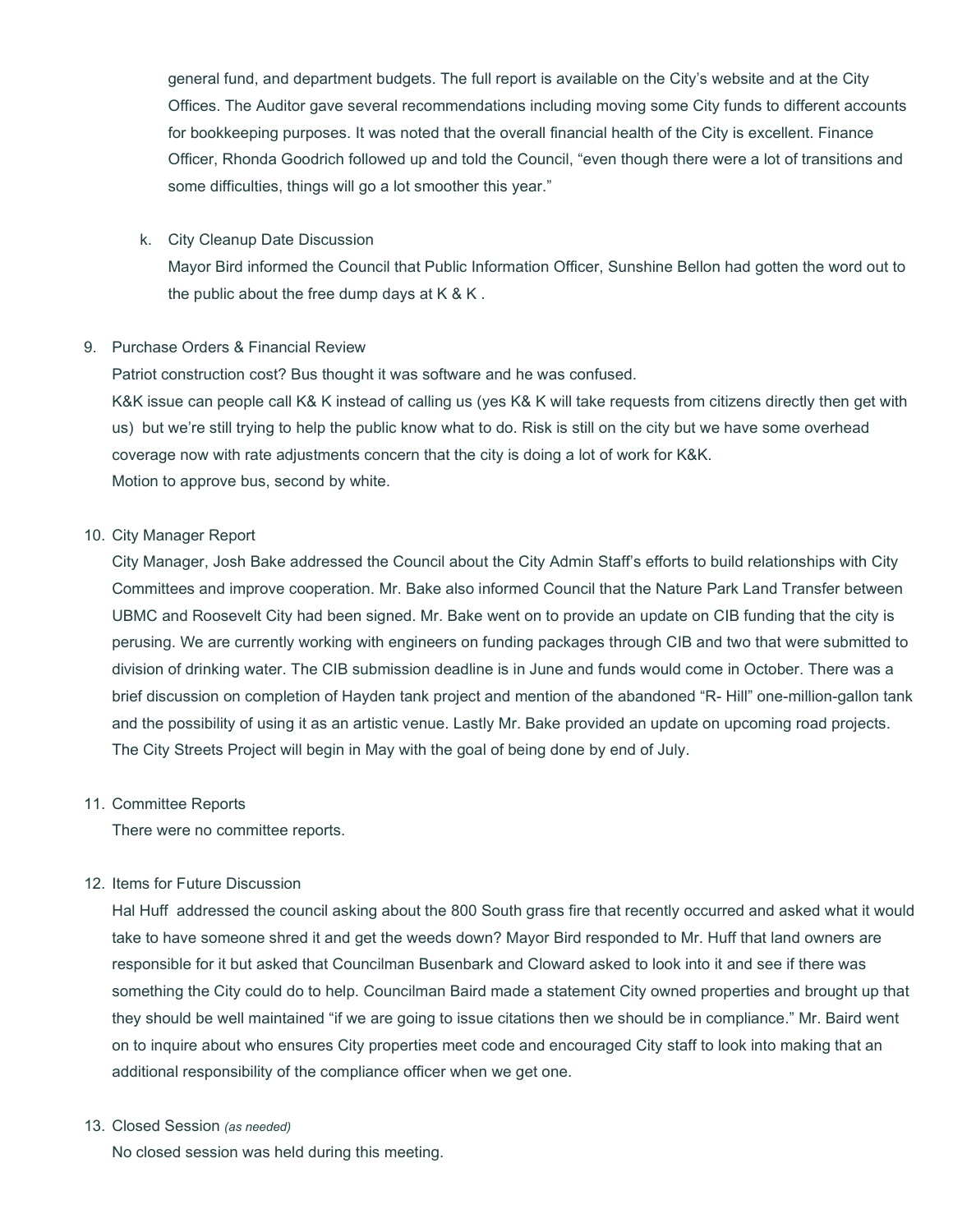general fund, and department budgets. The full report is available on the City's website and at the City Offices. The Auditor gave several recommendations including moving some City funds to different accounts for bookkeeping purposes. It was noted that the overall financial health of the City is excellent. Finance Officer, Rhonda Goodrich followed up and told the Council, "even though there were a lot of transitions and some difficulties, things will go a lot smoother this year."

k. City Cleanup Date Discussion

   Mayor Bird informed the Council that Public Information Officer, Sunshine Bellon had gotten the word out to the public about the free dump days at K & K .

9. Purchase Orders & Financial Review

   Patriot construction cost? Bus thought it was software and he was confused.

   K&K issue can people call K& K instead of calling us (yes K& K will take requests from citizens directly then get with us) but we're still trying to help the public know what to do. Risk is still on the city but we have some overhead coverage now with rate adjustments concern that the city is doing a lot of work for K&K.

   Motion to approve bus, second by white.

10. City Manager Report

    City Manager, Josh Bake addressed the Council about the City Admin Staff's efforts to build relationships with City Committees and improve cooperation. Mr. Bake also informed Council that the Nature Park Land Transfer between UBMC and Roosevelt City had been signed. Mr. Bake went on to provide an update on CIB funding that the city is perusing. We are currently working with engineers on funding packages through CIB and two that were submitted to division of drinking water. The CIB submission deadline is in June and funds would come in October. There was a brief discussion on completion of Hayden tank project and mention of the abandoned "R- Hill" one-million-gallon tank and the possibility of using it as an artistic venue. Lastly Mr. Bake provided an update on upcoming road projects. The City Streets Project will begin in May with the goal of being done by end of July.

11. Committee Reports

    There were no committee reports.

12. Items for Future Discussion

    Hal Huff addressed the council asking about the 800 South grass fire that recently occurred and asked what it would take to have someone shred it and get the weeds down? Mayor Bird responded to Mr. Huff that land owners are responsible for it but asked that Councilman Busenbark and Cloward asked to look into it and see if there was something the City could do to help. Councilman Baird made a statement City owned properties and brought up that they should be well maintained "if we are going to issue citations then we should be in compliance." Mr. Baird went on to inquire about who ensures City properties meet code and encouraged City staff to look into making that an additional responsibility of the compliance officer when we get one.

13. Closed Session *(as needed)*

    No closed session was held during this meeting.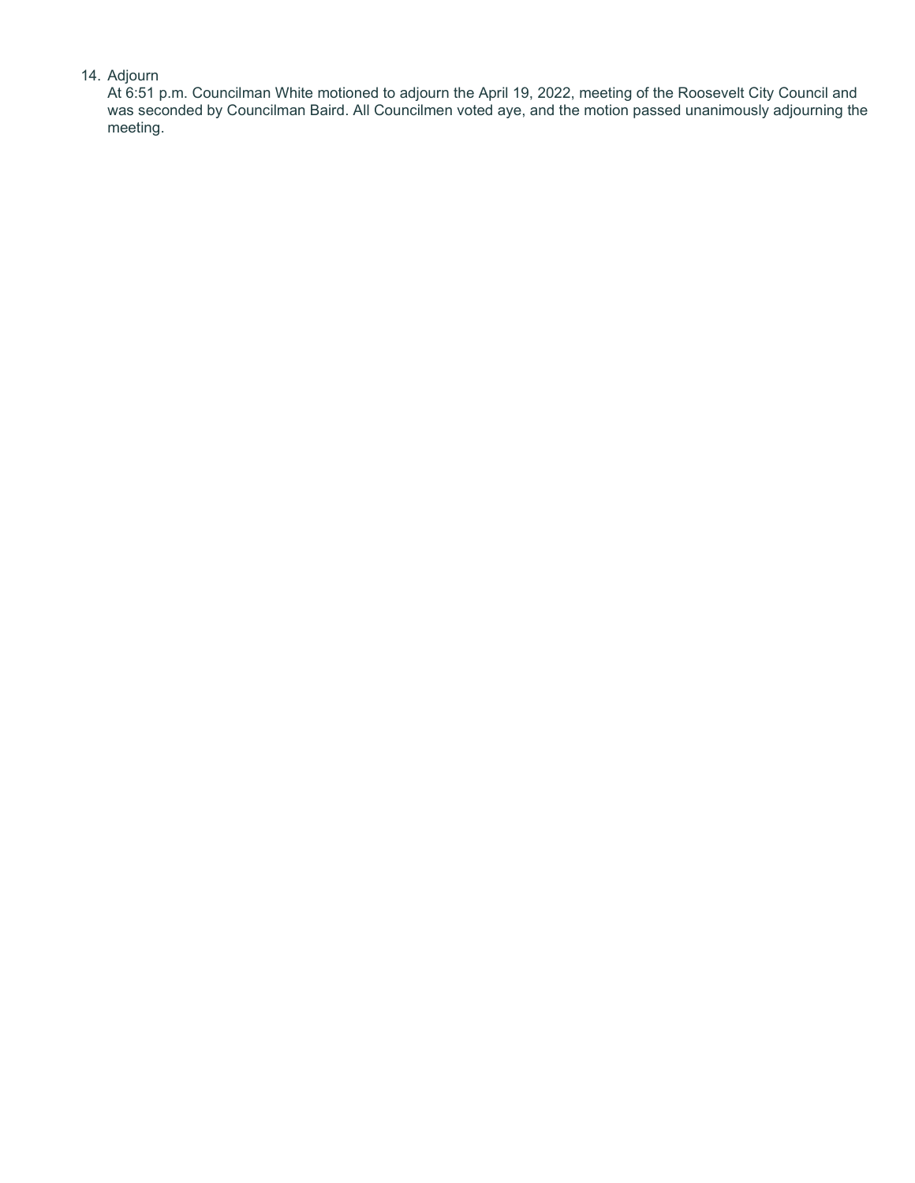14. Adjourn

    At 6:51 p.m. Councilman White motioned to adjourn the April 19, 2022, meeting of the Roosevelt City Council and was seconded by Councilman Baird. All Councilmen voted aye, and the motion passed unanimously adjourning the meeting.